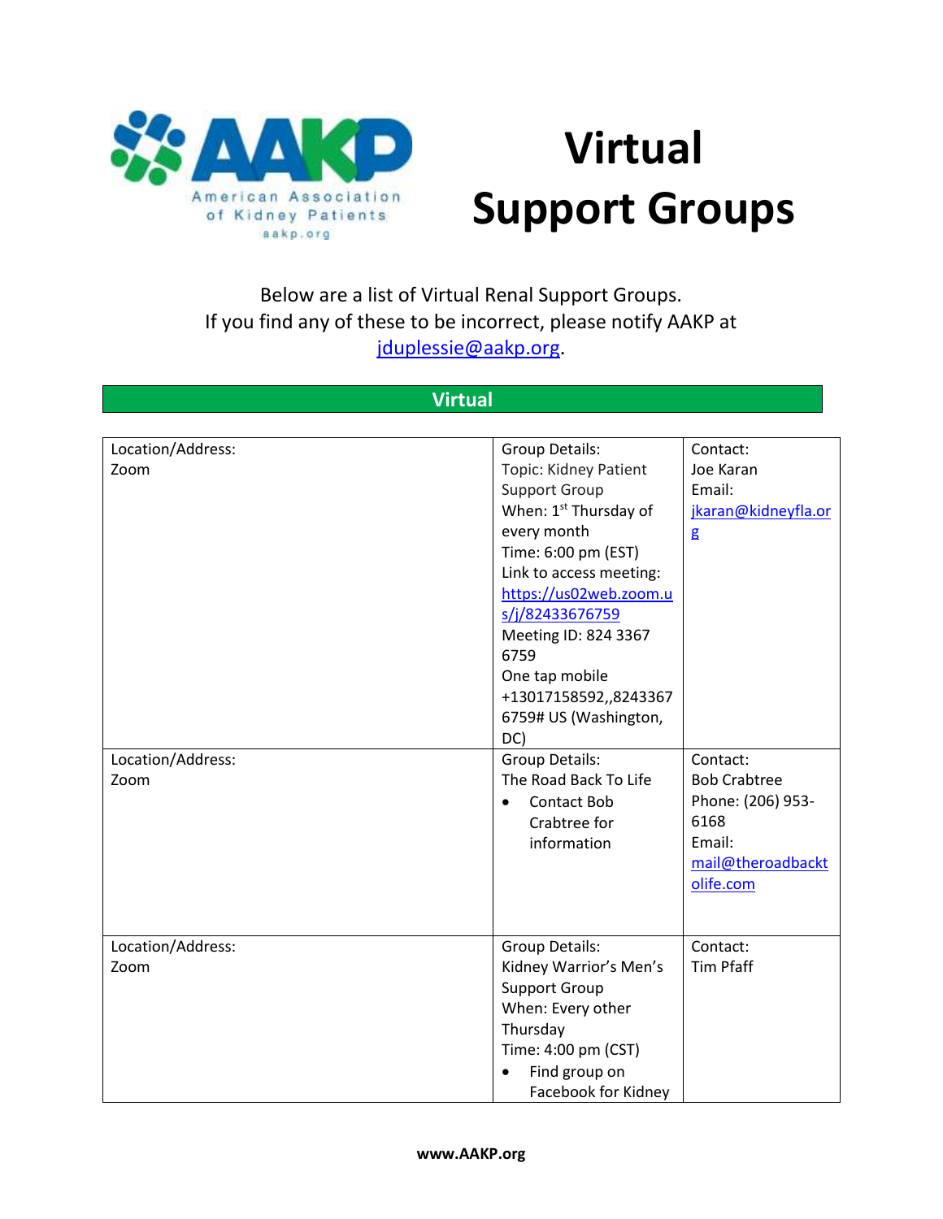# Virtual Support Groups

American Association of Kidney Patients
aakp.org

Below are a list of Virtual Renal Support Groups.
If you find any of these to be incorrect, please notify AAKP at jduplessie@aakp.org.

## Virtual

| Location/Address: | Group Details: | Contact: |
|---|---|---|
| Zoom | Topic: Kidney Patient Support Group<br>When: 1st Thursday of every month<br>Time: 6:00 pm (EST)<br>Link to access meeting: https://us02web.zoom.us/j/82433676759<br>Meeting ID: 824 3367 6759<br>One tap mobile +13017158592,,82433676759# US (Washington, DC) | Joe Karan<br>Email: jkaran@kidneyfla.org |
| Location/Address:<br>Zoom | Group Details:<br>The Road Back To Life<br>• Contact Bob Crabtree for information | Contact:<br>Bob Crabtree<br>Phone: (206) 953-6168<br>Email: mail@theroadbacktolife.com |
| Location/Address:<br>Zoom | Group Details:<br>Kidney Warrior's Men's Support Group<br>When: Every other Thursday<br>Time: 4:00 pm (CST)<br>• Find group on Facebook for Kidney | Contact:<br>Tim Pfaff |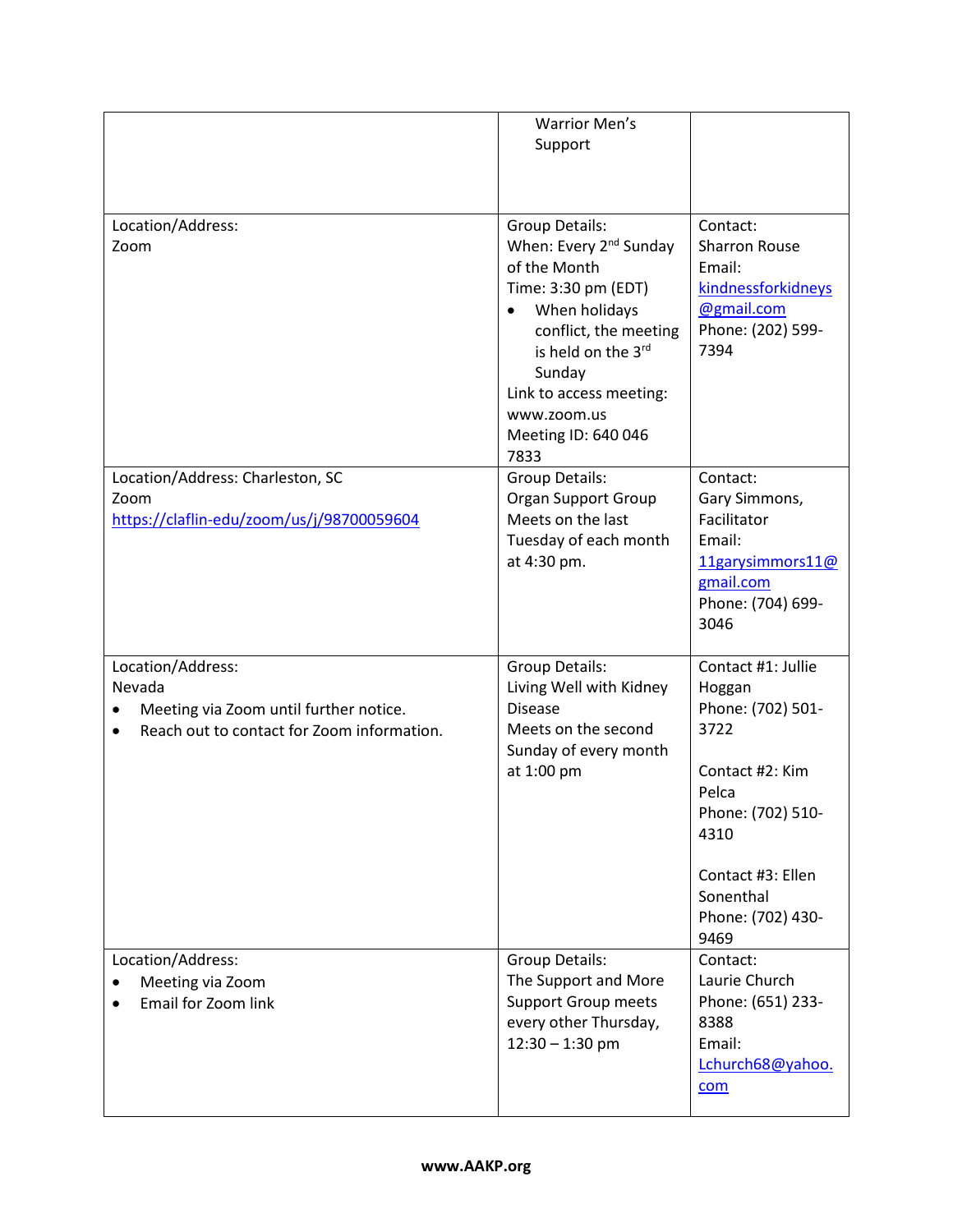| | Warrior Men's Support | |
|---|---|---|
| Location/Address:<br>Zoom | Group Details:<br>When: Every 2nd Sunday of the Month<br>Time: 3:30 pm (EDT)<br>• When holidays conflict, the meeting is held on the 3rd Sunday<br>Link to access meeting: www.zoom.us<br>Meeting ID: 640 046 7833 | Contact:<br>Sharron Rouse<br>Email:<br>kindnessforkidneys@gmail.com<br>Phone: (202) 599-7394 |
| Location/Address: Charleston, SC<br>Zoom<br>https://claflin-edu/zoom/us/j/98700059604 | Group Details:<br>Organ Support Group<br>Meets on the last Tuesday of each month at 4:30 pm. | Contact:<br>Gary Simmons, Facilitator<br>Email:<br>11garysimmors11@gmail.com<br>Phone: (704) 699-3046 |
| Location/Address:<br>Nevada<br>• Meeting via Zoom until further notice.<br>• Reach out to contact for Zoom information. | Group Details:<br>Living Well with Kidney Disease<br>Meets on the second Sunday of every month at 1:00 pm | Contact #1: Jullie Hoggan<br>Phone: (702) 501-3722<br><br>Contact #2: Kim Pelca<br>Phone: (702) 510-4310<br><br>Contact #3: Ellen Sonenthal<br>Phone: (702) 430-9469 |
| Location/Address:<br>• Meeting via Zoom<br>• Email for Zoom link | Group Details:<br>The Support and More Support Group meets every other Thursday, 12:30 – 1:30 pm | Contact:<br>Laurie Church<br>Phone: (651) 233-8388<br>Email:<br>Lchurch68@yahoo.com |

**www.AAKP.org**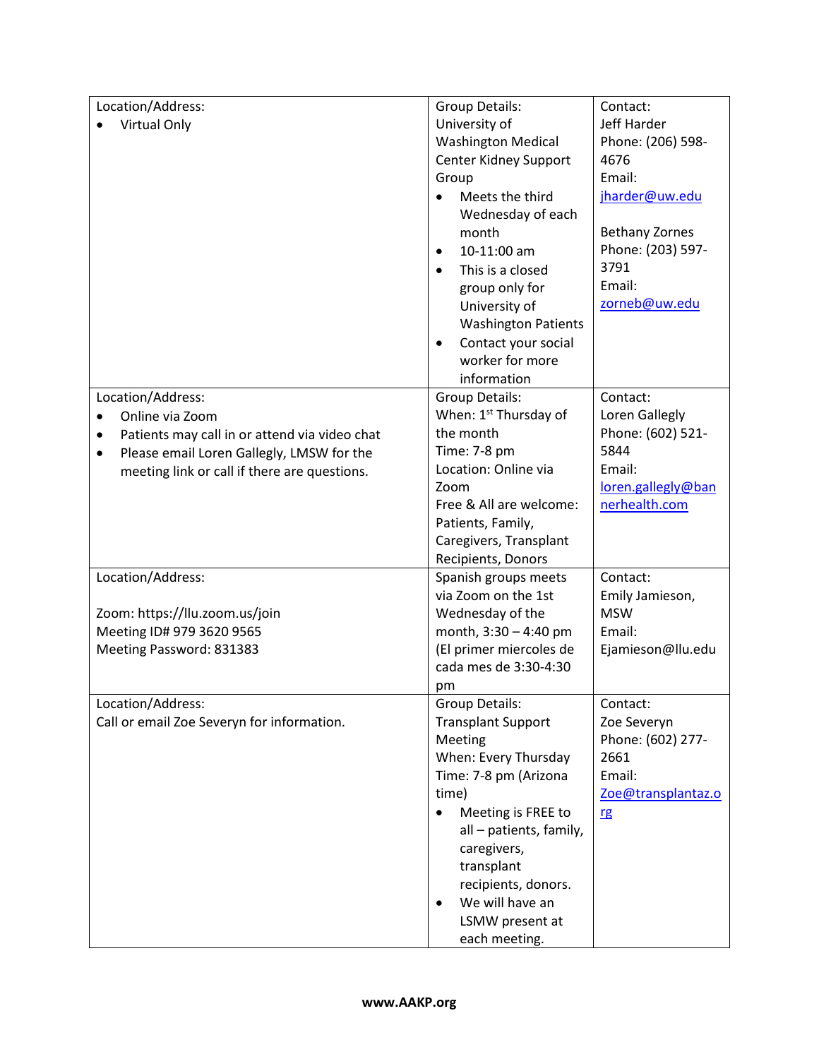| Location/Address: | Group Details: | Contact: |
|---|---|---|
| • Virtual Only | University of Washington Medical Center Kidney Support Group<br>• Meets the third Wednesday of each month<br>• 10-11:00 am<br>• This is a closed group only for University of Washington Patients<br>• Contact your social worker for more information | Jeff Harder<br>Phone: (206) 598-4676<br>Email: jharder@uw.edu<br><br>Bethany Zornes<br>Phone: (203) 597-3791<br>Email: zorneb@uw.edu |
| Location/Address:<br>• Online via Zoom<br>• Patients may call in or attend via video chat<br>• Please email Loren Gallegly, LMSW for the meeting link or call if there are questions. | Group Details:<br>When: 1st Thursday of the month<br>Time: 7-8 pm<br>Location: Online via Zoom<br>Free & All are welcome: Patients, Family, Caregivers, Transplant Recipients, Donors | Contact:<br>Loren Gallegly<br>Phone: (602) 521-5844<br>Email: loren.gallegly@bannerhealth.com |
| Location/Address:<br><br>Zoom: https://llu.zoom.us/join<br>Meeting ID# 979 3620 9565<br>Meeting Password: 831383 | Spanish groups meets via Zoom on the 1st Wednesday of the month, 3:30 – 4:40 pm (El primer miercoles de cada mes de 3:30-4:30 pm | Contact:<br>Emily Jamieson, MSW<br>Email: Ejamieson@llu.edu |
| Location/Address:<br>Call or email Zoe Severyn for information. | Group Details:<br>Transplant Support Meeting<br>When: Every Thursday<br>Time: 7-8 pm (Arizona time)<br>• Meeting is FREE to all – patients, family, caregivers, transplant recipients, donors.<br>• We will have an LSMW present at each meeting. | Contact:<br>Zoe Severyn<br>Phone: (602) 277-2661<br>Email: Zoe@transplantaz.org |

**www.AAKP.org**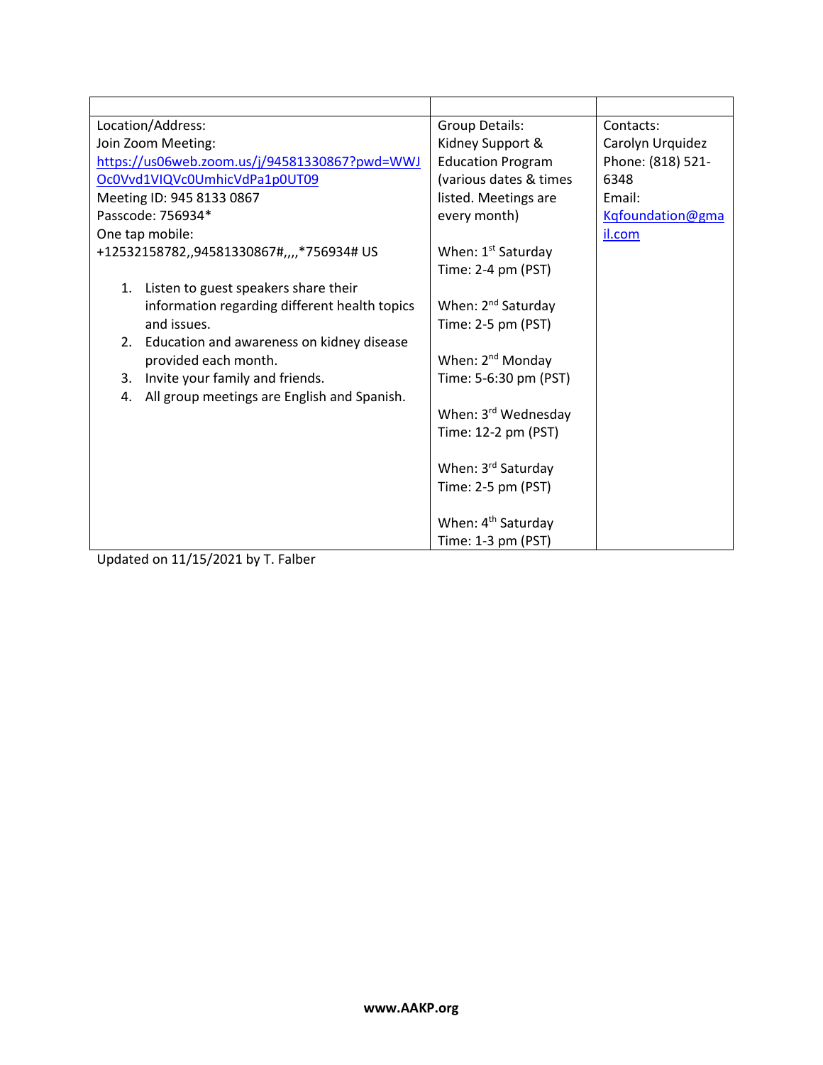| | | |
|---|---|---|
| Location/Address:<br>Join Zoom Meeting:<br>https://us06web.zoom.us/j/94581330867?pwd=WWJOc0Vvd1VIQVc0UmhicVdPa1p0UT09<br>Meeting ID: 945 8133 0867<br>Passcode: 756934*<br>One tap mobile:<br>+12532158782,,94581330867#,,,,*756934# US<br><br>1. Listen to guest speakers share their information regarding different health topics and issues.<br>2. Education and awareness on kidney disease provided each month.<br>3. Invite your family and friends.<br>4. All group meetings are English and Spanish. | Group Details:<br>Kidney Support & Education Program (various dates & times listed. Meetings are every month)<br><br>When: 1st Saturday<br>Time: 2-4 pm (PST)<br><br>When: 2nd Saturday<br>Time: 2-5 pm (PST)<br><br>When: 2nd Monday<br>Time: 5-6:30 pm (PST)<br><br>When: 3rd Wednesday<br>Time: 12-2 pm (PST)<br><br>When: 3rd Saturday<br>Time: 2-5 pm (PST)<br><br>When: 4th Saturday<br>Time: 1-3 pm (PST) | Contacts:<br>Carolyn Urquidez<br>Phone: (818) 521-6348<br>Email:<br>Kqfoundation@gmail.com |

Updated on 11/15/2021 by T. Falber

**www.AAKP.org**